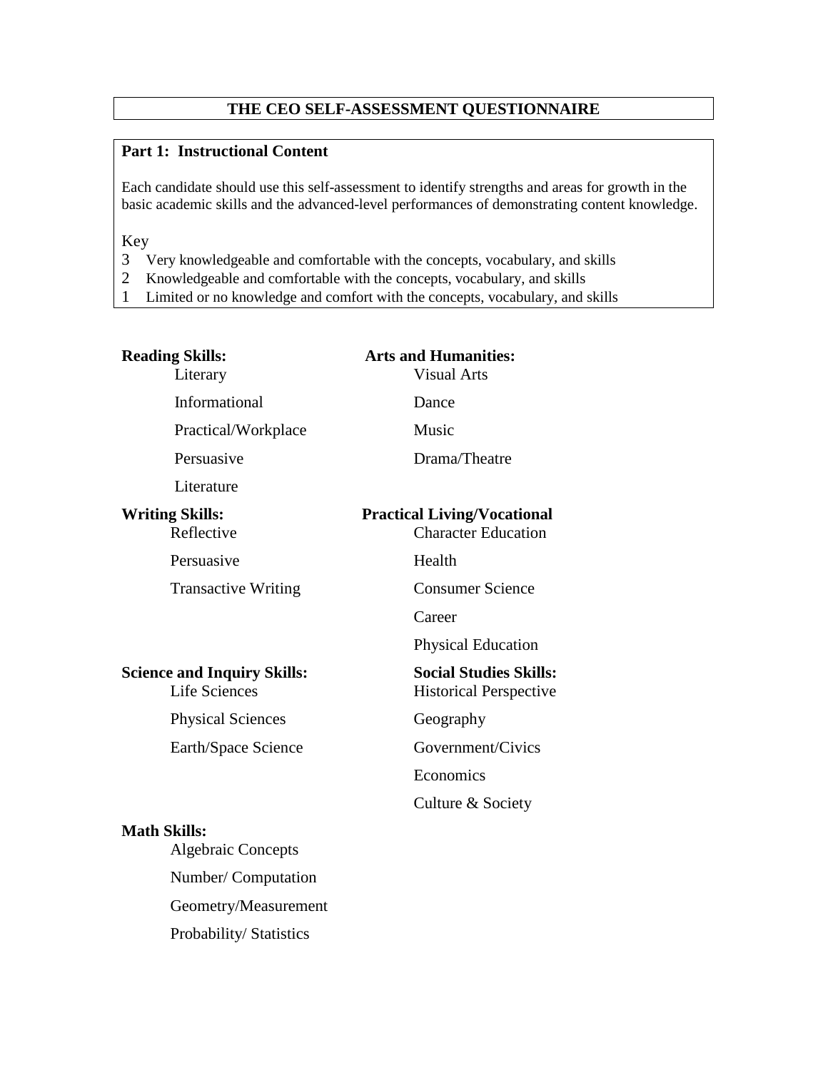# THE CEO SELF-ASSESSMENT QUESTIONNAIRE

## Part 1: Instructional Content

Each candidate should use this self-assessment to identify strengths and areas for growth in the basic academic skills and the advanced-level performances of demonstrating content knowledge.

Key

3 Very knowledgeable and comfortable with the concepts, vocabulary, and skills
2 Knowledgeable and comfortable with the concepts, vocabulary, and skills
1 Limited or no knowledge and comfort with the concepts, vocabulary, and skills

**Reading Skills:**

- Literary
- Informational
- Practical/Workplace
- Persuasive
- Literature

**Writing Skills:**

- Reflective
- Persuasive
- Transactive Writing

**Science and Inquiry Skills:**

- Life Sciences
- Physical Sciences
- Earth/Space Science

**Math Skills:**

- Algebraic Concepts
- Number/ Computation
- Geometry/Measurement
- Probability/ Statistics

**Arts and Humanities:**

- Visual Arts
- Dance
- Music
- Drama/Theatre

**Practical Living/Vocational**

- Character Education
- Health
- Consumer Science
- Career
- Physical Education

**Social Studies Skills:**

- Historical Perspective
- Geography
- Government/Civics
- Economics
- Culture & Society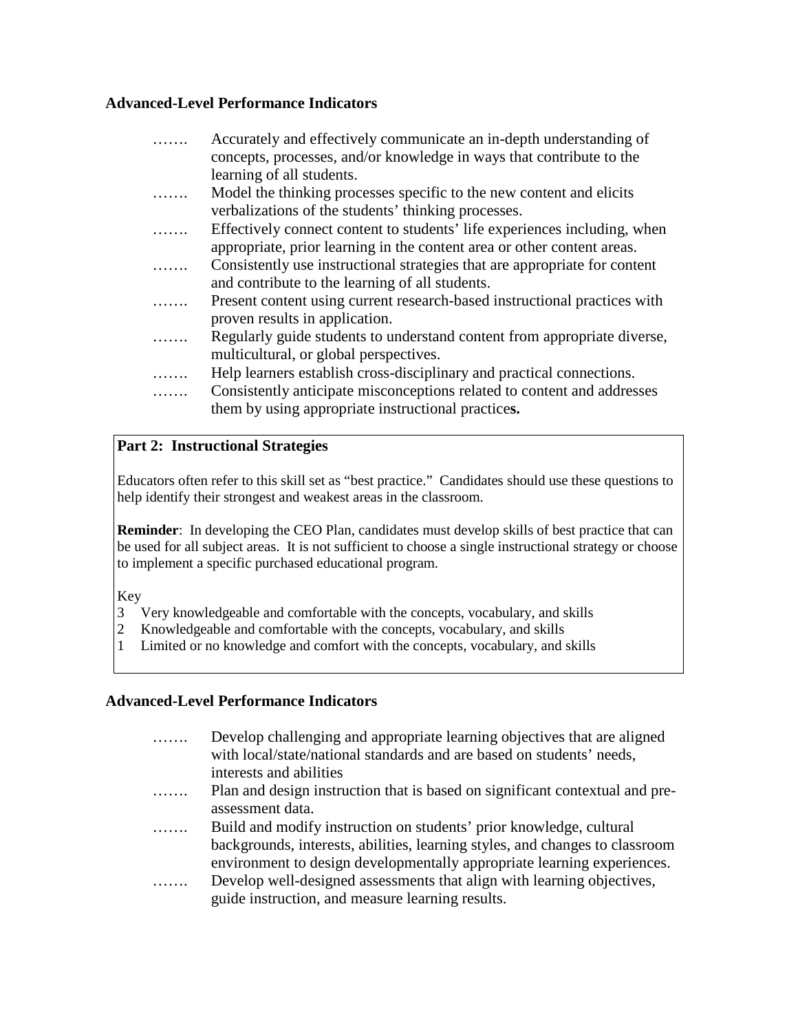**Advanced-Level Performance Indicators**

- ……. Accurately and effectively communicate an in-depth understanding of concepts, processes, and/or knowledge in ways that contribute to the learning of all students.
- ……. Model the thinking processes specific to the new content and elicits verbalizations of the students' thinking processes.
- ……. Effectively connect content to students' life experiences including, when appropriate, prior learning in the content area or other content areas.
- ……. Consistently use instructional strategies that are appropriate for content and contribute to the learning of all students.
- ……. Present content using current research-based instructional practices with proven results in application.
- ……. Regularly guide students to understand content from appropriate diverse, multicultural, or global perspectives.
- ……. Help learners establish cross-disciplinary and practical connections.
- ……. Consistently anticipate misconceptions related to content and addresses them by using appropriate instructional practice**s.**

**Part 2: Instructional Strategies**

Educators often refer to this skill set as "best practice." Candidates should use these questions to help identify their strongest and weakest areas in the classroom.

**Reminder**: In developing the CEO Plan, candidates must develop skills of best practice that can be used for all subject areas. It is not sufficient to choose a single instructional strategy or choose to implement a specific purchased educational program.

Key
3 Very knowledgeable and comfortable with the concepts, vocabulary, and skills
2 Knowledgeable and comfortable with the concepts, vocabulary, and skills
1 Limited or no knowledge and comfort with the concepts, vocabulary, and skills

**Advanced-Level Performance Indicators**

- ……. Develop challenging and appropriate learning objectives that are aligned with local/state/national standards and are based on students' needs, interests and abilities
- ……. Plan and design instruction that is based on significant contextual and pre-assessment data.
- ……. Build and modify instruction on students' prior knowledge, cultural backgrounds, interests, abilities, learning styles, and changes to classroom environment to design developmentally appropriate learning experiences.
- ……. Develop well-designed assessments that align with learning objectives, guide instruction, and measure learning results.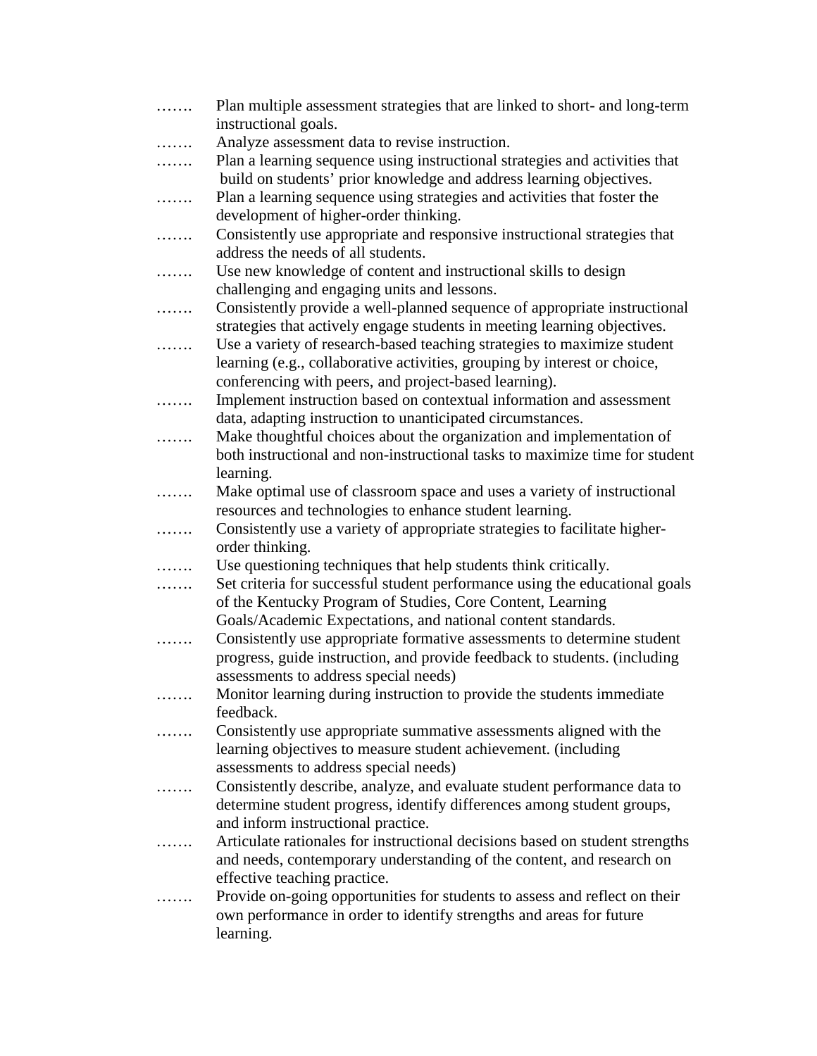……. Plan multiple assessment strategies that are linked to short- and long-term instructional goals.

……. Analyze assessment data to revise instruction.

……. Plan a learning sequence using instructional strategies and activities that build on students' prior knowledge and address learning objectives.

……. Plan a learning sequence using strategies and activities that foster the development of higher-order thinking.

……. Consistently use appropriate and responsive instructional strategies that address the needs of all students.

……. Use new knowledge of content and instructional skills to design challenging and engaging units and lessons.

……. Consistently provide a well-planned sequence of appropriate instructional strategies that actively engage students in meeting learning objectives.

……. Use a variety of research-based teaching strategies to maximize student learning (e.g., collaborative activities, grouping by interest or choice, conferencing with peers, and project-based learning).

……. Implement instruction based on contextual information and assessment data, adapting instruction to unanticipated circumstances.

……. Make thoughtful choices about the organization and implementation of both instructional and non-instructional tasks to maximize time for student learning.

……. Make optimal use of classroom space and uses a variety of instructional resources and technologies to enhance student learning.

……. Consistently use a variety of appropriate strategies to facilitate higher-order thinking.

……. Use questioning techniques that help students think critically.

……. Set criteria for successful student performance using the educational goals of the Kentucky Program of Studies, Core Content, Learning Goals/Academic Expectations, and national content standards.

……. Consistently use appropriate formative assessments to determine student progress, guide instruction, and provide feedback to students. (including assessments to address special needs)

……. Monitor learning during instruction to provide the students immediate feedback.

……. Consistently use appropriate summative assessments aligned with the learning objectives to measure student achievement. (including assessments to address special needs)

……. Consistently describe, analyze, and evaluate student performance data to determine student progress, identify differences among student groups, and inform instructional practice.

……. Articulate rationales for instructional decisions based on student strengths and needs, contemporary understanding of the content, and research on effective teaching practice.

……. Provide on-going opportunities for students to assess and reflect on their own performance in order to identify strengths and areas for future learning.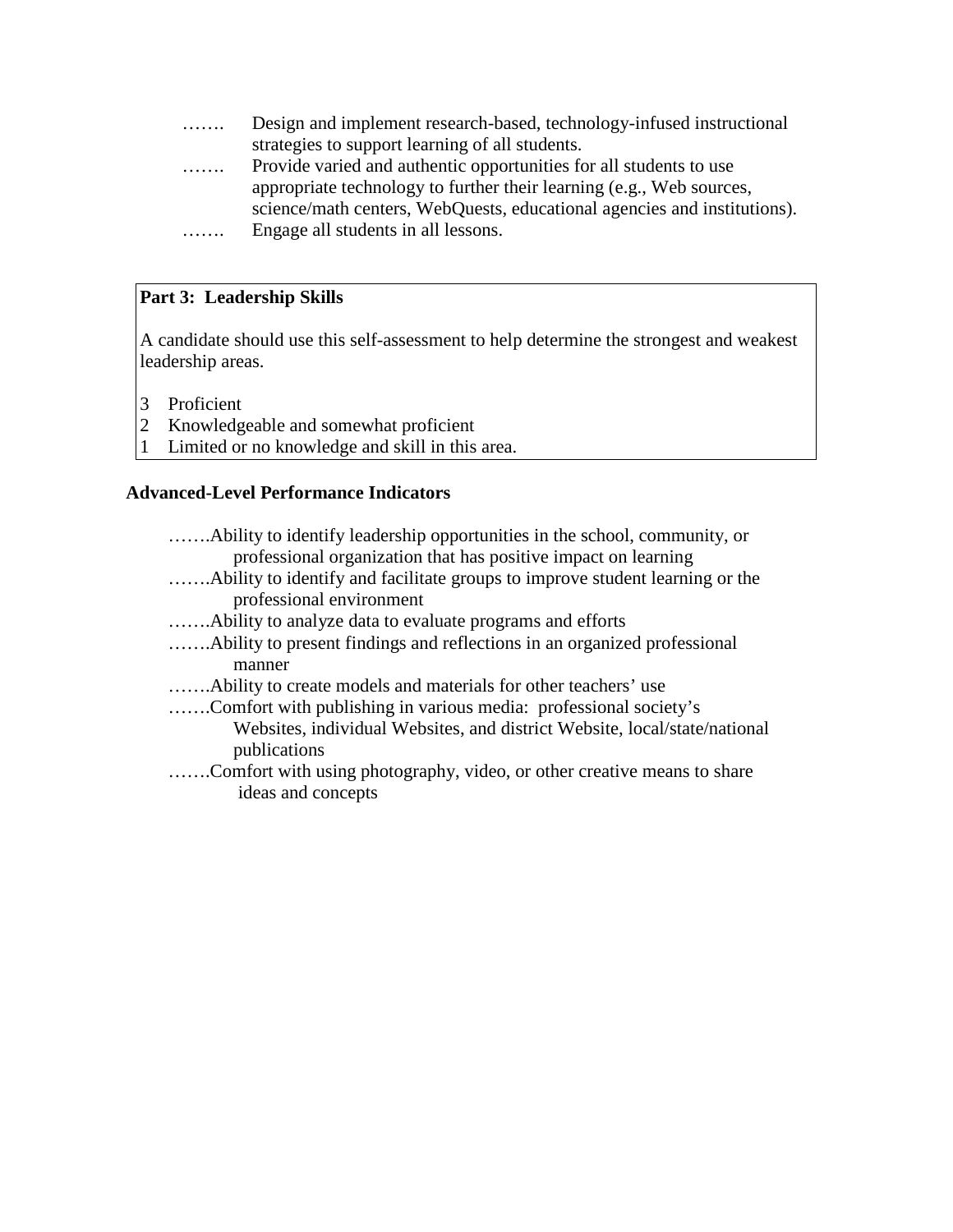……. Design and implement research-based, technology-infused instructional strategies to support learning of all students.

……. Provide varied and authentic opportunities for all students to use appropriate technology to further their learning (e.g., Web sources, science/math centers, WebQuests, educational agencies and institutions).

……. Engage all students in all lessons.

**Part 3: Leadership Skills**

A candidate should use this self-assessment to help determine the strongest and weakest leadership areas.

3 Proficient
2 Knowledgeable and somewhat proficient
1 Limited or no knowledge and skill in this area.

**Advanced-Level Performance Indicators**

…….Ability to identify leadership opportunities in the school, community, or professional organization that has positive impact on learning

…….Ability to identify and facilitate groups to improve student learning or the professional environment

…….Ability to analyze data to evaluate programs and efforts

…….Ability to present findings and reflections in an organized professional manner

…….Ability to create models and materials for other teachers' use

…….Comfort with publishing in various media: professional society's Websites, individual Websites, and district Website, local/state/national publications

…….Comfort with using photography, video, or other creative means to share ideas and concepts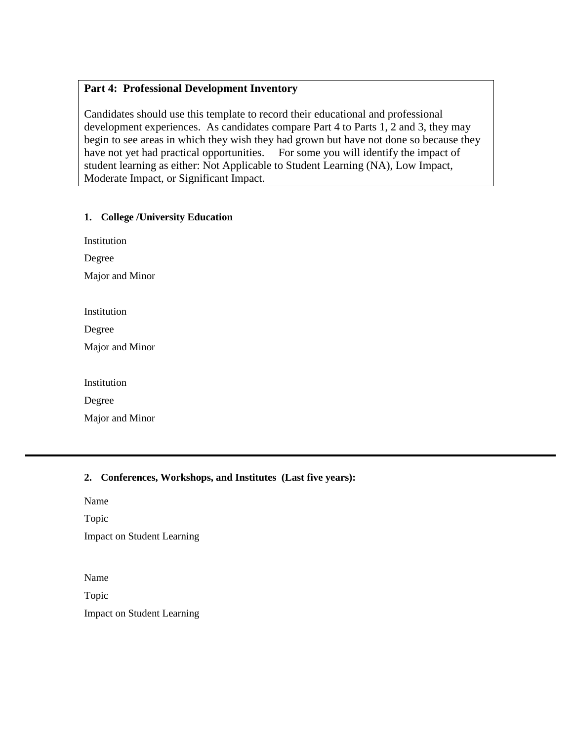**Part 4: Professional Development Inventory**

Candidates should use this template to record their educational and professional development experiences. As candidates compare Part 4 to Parts 1, 2 and 3, they may begin to see areas in which they wish they had grown but have not done so because they have not yet had practical opportunities. For some you will identify the impact of student learning as either: Not Applicable to Student Learning (NA), Low Impact, Moderate Impact, or Significant Impact.

**1. College /University Education**

Institution

Degree

Major and Minor

Institution

Degree

Major and Minor

Institution

Degree

Major and Minor

---

**2. Conferences, Workshops, and Institutes (Last five years):**

Name

Topic

Impact on Student Learning

Name

Topic

Impact on Student Learning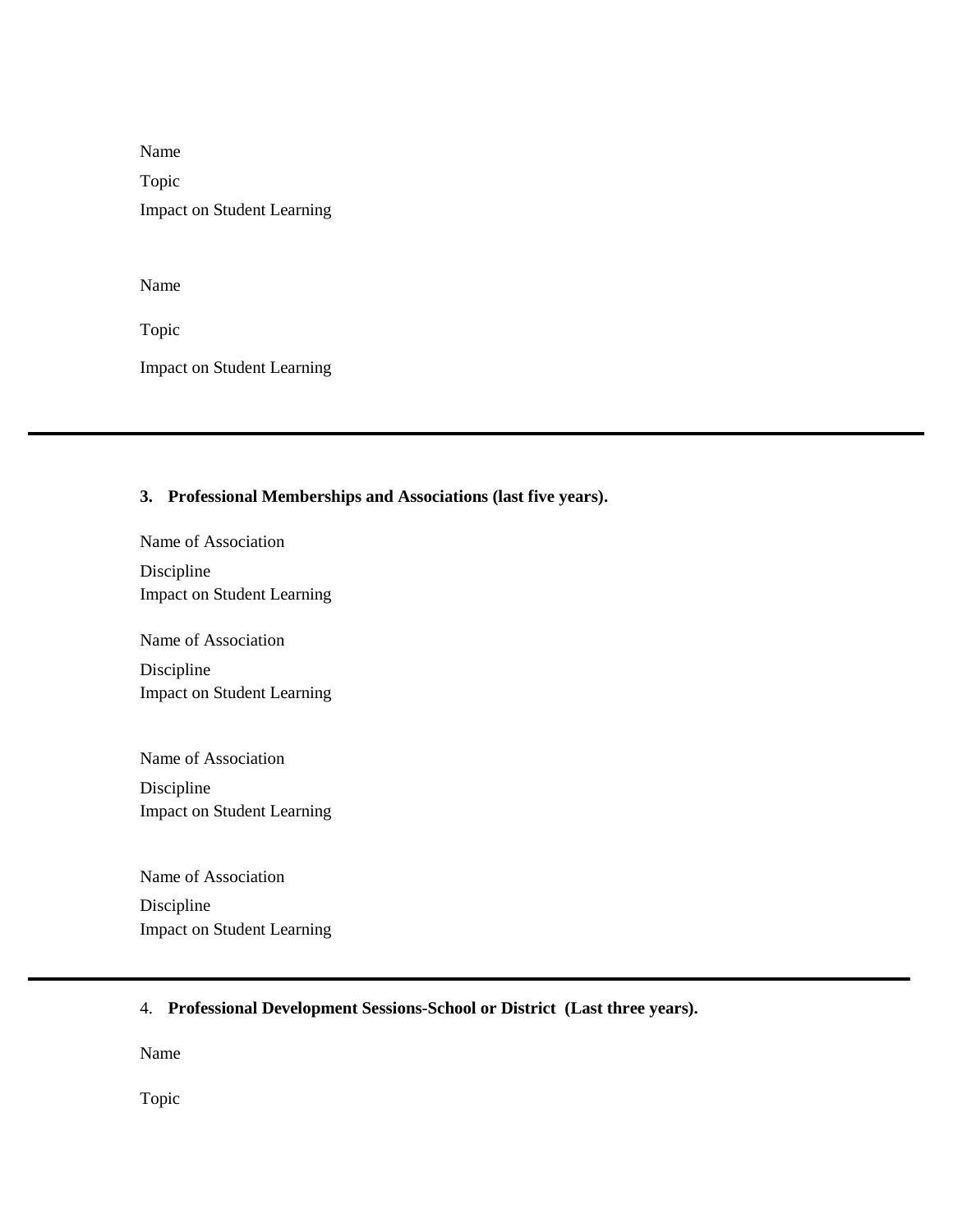Name

Topic

Impact on Student Learning

Name

Topic

Impact on Student Learning

---

**3. Professional Memberships and Associations (last five years).**

Name of Association

Discipline

Impact on Student Learning

Name of Association

Discipline

Impact on Student Learning

Name of Association

Discipline

Impact on Student Learning

Name of Association

Discipline

Impact on Student Learning

---

4. **Professional Development Sessions-School or District (Last three years).**

Name

Topic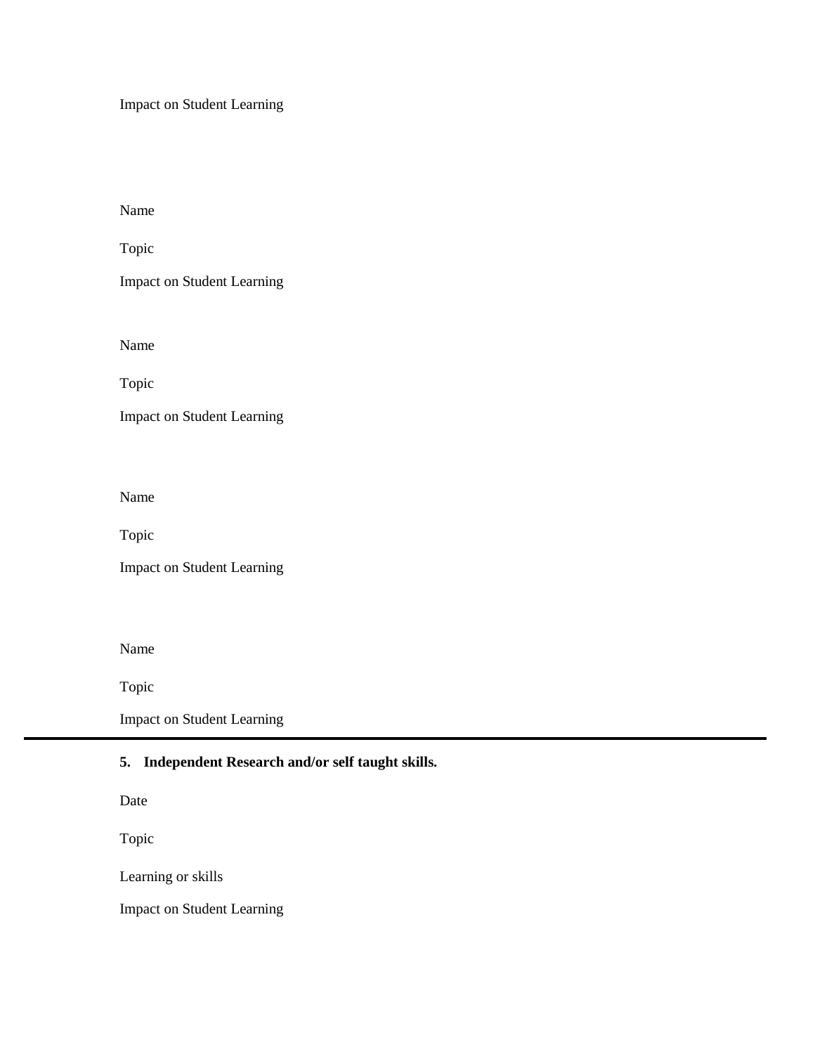Impact on Student Learning

Name

Topic

Impact on Student Learning

Name

Topic

Impact on Student Learning

Name

Topic

Impact on Student Learning

Name

Topic

Impact on Student Learning

---

**5. Independent Research and/or self taught skills.**

Date

Topic

Learning or skills

Impact on Student Learning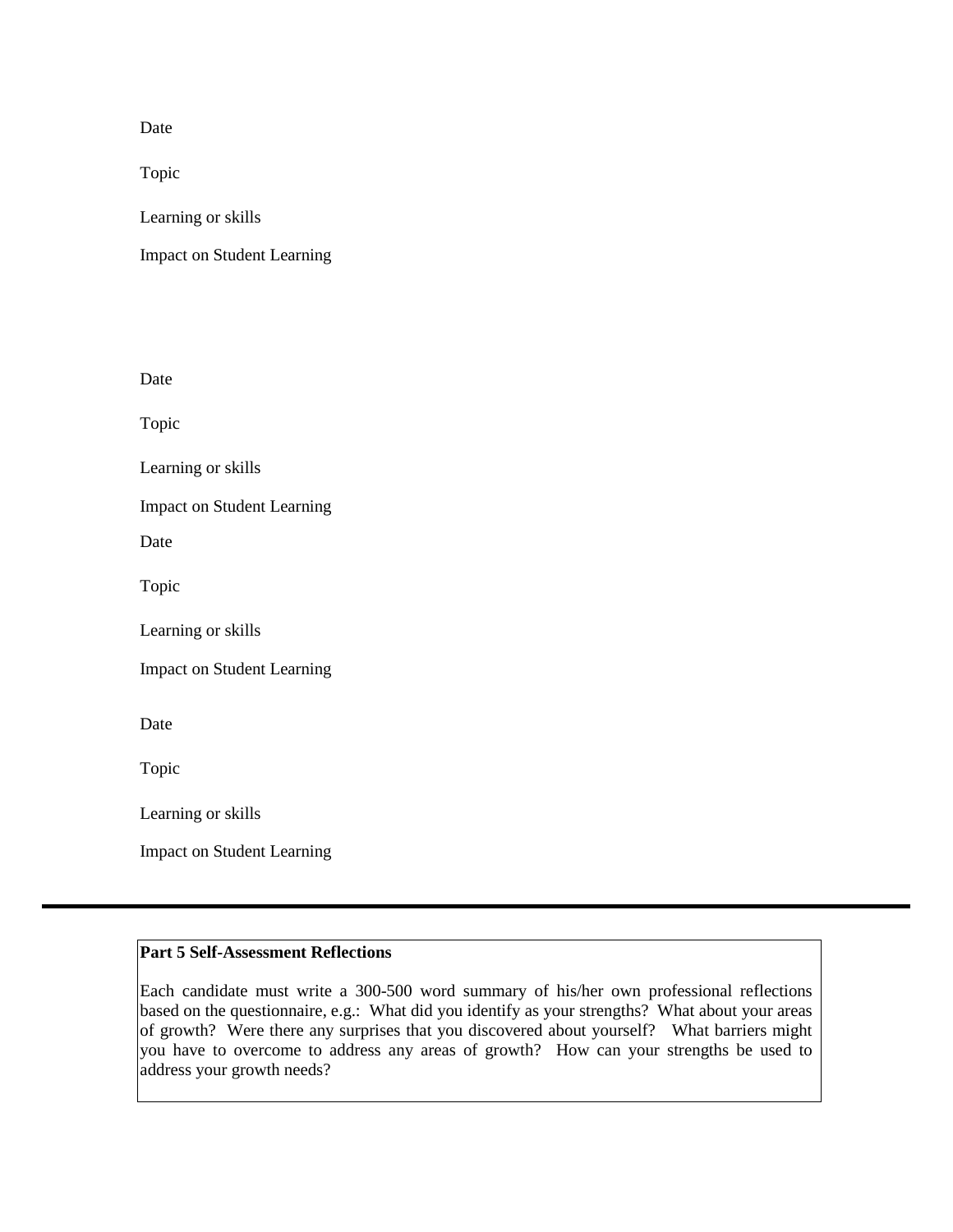Date

Topic

Learning or skills

Impact on Student Learning

Date

Topic

Learning or skills

Impact on Student Learning

Date

Topic

Learning or skills

Impact on Student Learning

Date

Topic

Learning or skills

Impact on Student Learning

---

**Part 5 Self-Assessment Reflections**

Each candidate must write a 300-500 word summary of his/her own professional reflections based on the questionnaire, e.g.: What did you identify as your strengths? What about your areas of growth? Were there any surprises that you discovered about yourself? What barriers might you have to overcome to address any areas of growth? How can your strengths be used to address your growth needs?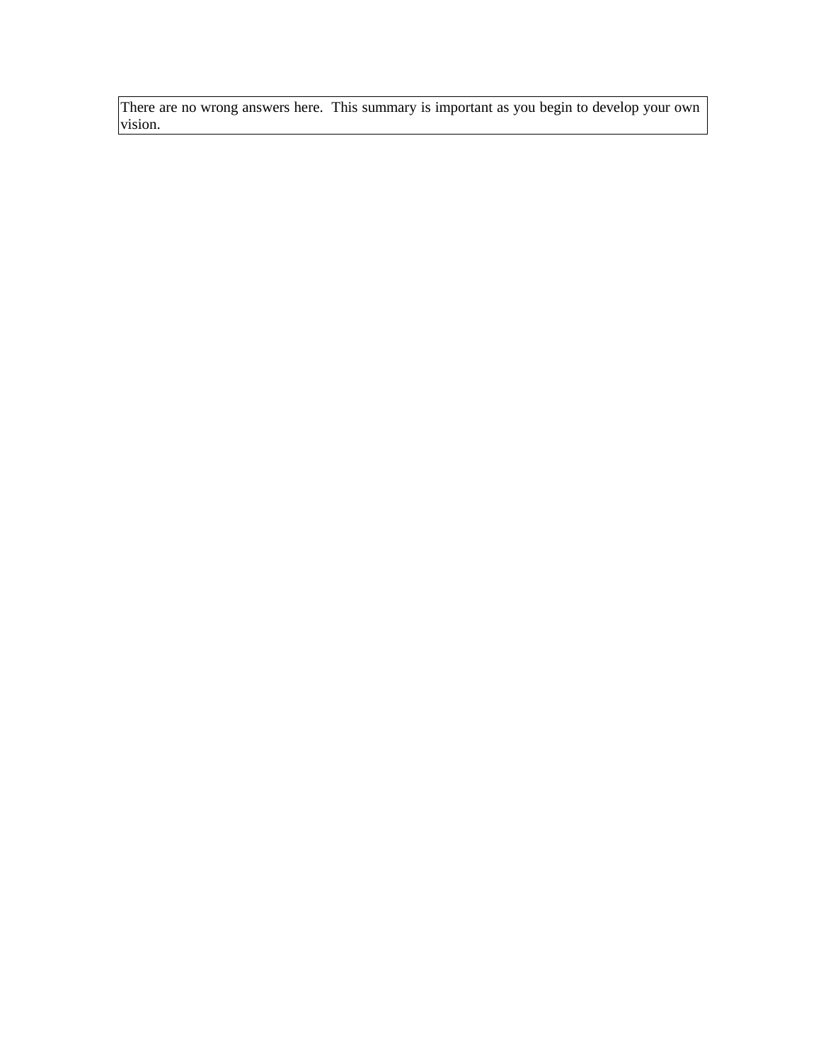There are no wrong answers here. This summary is important as you begin to develop your own vision.